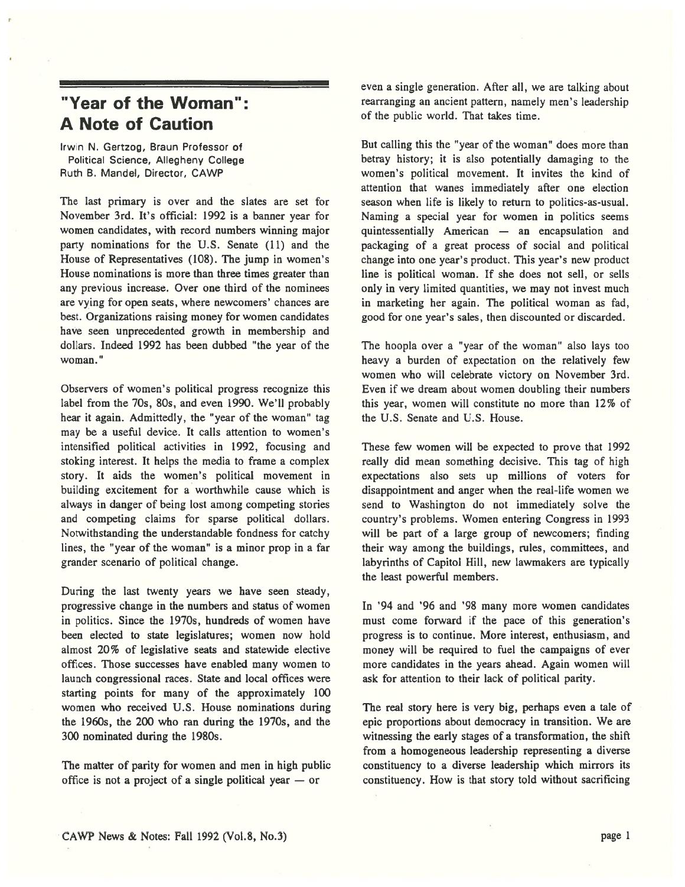# "Year of the Woman": A Note of Caution

Irwin N. Gertzog, Braun Professor of Political Science, Allegheny College
Ruth B. Mandel, Director, CAWP

The last primary is over and the slates are set for November 3rd. It's official: 1992 is a banner year for women candidates, with record numbers winning major party nominations for the U.S. Senate (11) and the House of Representatives (108). The jump in women's House nominations is more than three times greater than any previous increase. Over one third of the nominees are vying for open seats, where newcomers' chances are best. Organizations raising money for women candidates have seen unprecedented growth in membership and dollars. Indeed 1992 has been dubbed "the year of the woman."

Observers of women's political progress recognize this label from the 70s, 80s, and even 1990. We'll probably hear it again. Admittedly, the "year of the woman" tag may be a useful device. It calls attention to women's intensified political activities in 1992, focusing and stoking interest. It helps the media to frame a complex story. It aids the women's political movement in building excitement for a worthwhile cause which is always in danger of being lost among competing stories and competing claims for sparse political dollars. Notwithstanding the understandable fondness for catchy lines, the "year of the woman" is a minor prop in a far grander scenario of political change.

During the last twenty years we have seen steady, progressive change in the numbers and status of women in politics. Since the 1970s, hundreds of women have been elected to state legislatures; women now hold almost 20% of legislative seats and statewide elective offices. Those successes have enabled many women to launch congressional races. State and local offices were starting points for many of the approximately 100 women who received U.S. House nominations during the 1960s, the 200 who ran during the 1970s, and the 300 nominated during the 1980s.

The matter of parity for women and men in high public office is not a project of a single political year — or even a single generation. After all, we are talking about rearranging an ancient pattern, namely men's leadership of the public world. That takes time.

But calling this the "year of the woman" does more than betray history; it is also potentially damaging to the women's political movement. It invites the kind of attention that wanes immediately after one election season when life is likely to return to politics-as-usual. Naming a special year for women in politics seems quintessentially American — an encapsulation and packaging of a great process of social and political change into one year's product. This year's new product line is political woman. If she does not sell, or sells only in very limited quantities, we may not invest much in marketing her again. The political woman as fad, good for one year's sales, then discounted or discarded.

The hoopla over a "year of the woman" also lays too heavy a burden of expectation on the relatively few women who will celebrate victory on November 3rd. Even if we dream about women doubling their numbers this year, women will constitute no more than 12% of the U.S. Senate and U.S. House.

These few women will be expected to prove that 1992 really did mean something decisive. This tag of high expectations also sets up millions of voters for disappointment and anger when the real-life women we send to Washington do not immediately solve the country's problems. Women entering Congress in 1993 will be part of a large group of newcomers; finding their way among the buildings, rules, committees, and labyrinths of Capitol Hill, new lawmakers are typically the least powerful members.

In '94 and '96 and '98 many more women candidates must come forward if the pace of this generation's progress is to continue. More interest, enthusiasm, and money will be required to fuel the campaigns of ever more candidates in the years ahead. Again women will ask for attention to their lack of political parity.

The real story here is very big, perhaps even a tale of epic proportions about democracy in transition. We are witnessing the early stages of a transformation, the shift from a homogeneous leadership representing a diverse constituency to a diverse leadership which mirrors its constituency. How is that story told without sacrificing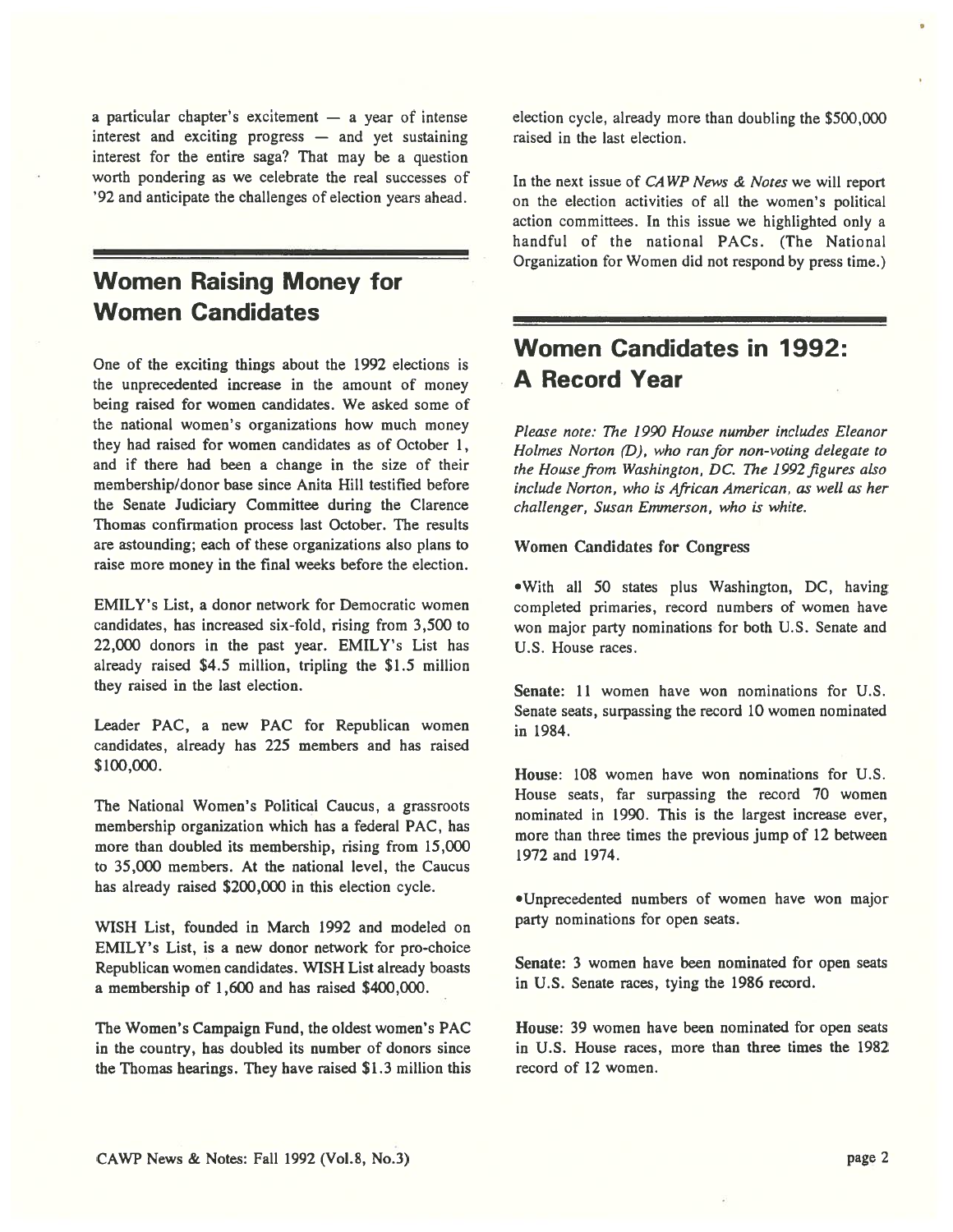a particular chapter's excitement — a year of intense interest and exciting progress — and yet sustaining interest for the entire saga? That may be a question worth pondering as we celebrate the real successes of '92 and anticipate the challenges of election years ahead.

## Women Raising Money for Women Candidates

One of the exciting things about the 1992 elections is the unprecedented increase in the amount of money being raised for women candidates. We asked some of the national women's organizations how much money they had raised for women candidates as of October 1, and if there had been a change in the size of their membership/donor base since Anita Hill testified before the Senate Judiciary Committee during the Clarence Thomas confirmation process last October. The results are astounding; each of these organizations also plans to raise more money in the final weeks before the election.

EMILY's List, a donor network for Democratic women candidates, has increased six-fold, rising from 3,500 to 22,000 donors in the past year. EMILY's List has already raised $4.5 million, tripling the $1.5 million they raised in the last election.

Leader PAC, a new PAC for Republican women candidates, already has 225 members and has raised $100,000.

The National Women's Political Caucus, a grassroots membership organization which has a federal PAC, has more than doubled its membership, rising from 15,000 to 35,000 members. At the national level, the Caucus has already raised $200,000 in this election cycle.

WISH List, founded in March 1992 and modeled on EMILY's List, is a new donor network for pro-choice Republican women candidates. WISH List already boasts a membership of 1,600 and has raised $400,000.

The Women's Campaign Fund, the oldest women's PAC in the country, has doubled its number of donors since the Thomas hearings. They have raised $1.3 million this election cycle, already more than doubling the $500,000 raised in the last election.

In the next issue of *CAWP News & Notes* we will report on the election activities of all the women's political action committees. In this issue we highlighted only a handful of the national PACs. (The National Organization for Women did not respond by press time.)

## Women Candidates in 1992: A Record Year

*Please note: The 1990 House number includes Eleanor Holmes Norton (D), who ran for non-voting delegate to the House from Washington, DC. The 1992 figures also include Norton, who is African American, as well as her challenger, Susan Emmerson, who is white.*

**Women Candidates for Congress**

•With all 50 states plus Washington, DC, having completed primaries, record numbers of women have won major party nominations for both U.S. Senate and U.S. House races.

**Senate:** 11 women have won nominations for U.S. Senate seats, surpassing the record 10 women nominated in 1984.

**House:** 108 women have won nominations for U.S. House seats, far surpassing the record 70 women nominated in 1990. This is the largest increase ever, more than three times the previous jump of 12 between 1972 and 1974.

•Unprecedented numbers of women have won major party nominations for open seats.

**Senate:** 3 women have been nominated for open seats in U.S. Senate races, tying the 1986 record.

**House:** 39 women have been nominated for open seats in U.S. House races, more than three times the 1982 record of 12 women.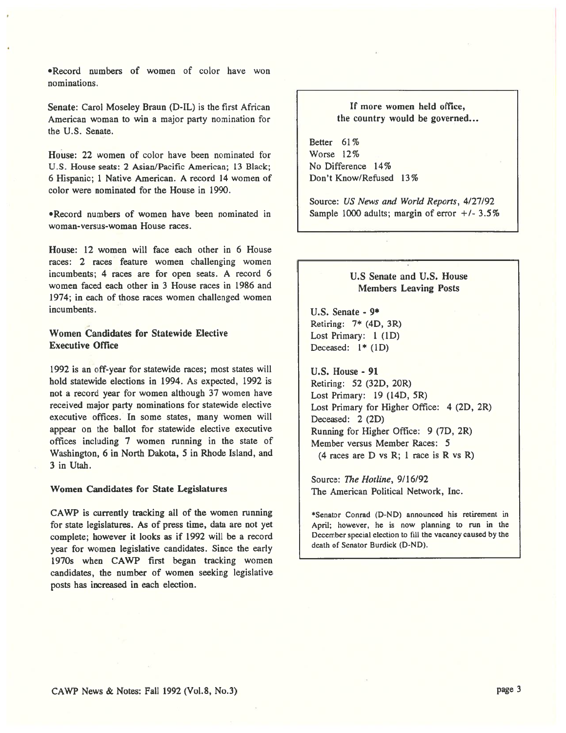•Record numbers of women of color have won nominations.

**Senate:** Carol Moseley Braun (D-IL) is the first African American woman to win a major party nomination for the U.S. Senate.

**House:** 22 women of color have been nominated for U.S. House seats: 2 Asian/Pacific American; 13 Black; 6 Hispanic; 1 Native American. A record 14 women of color were nominated for the House in 1990.

•Record numbers of women have been nominated in woman-versus-woman House races.

**House:** 12 women will face each other in 6 House races: 2 races feature women challenging women incumbents; 4 races are for open seats. A record 6 women faced each other in 3 House races in 1986 and 1974; in each of those races women challenged women incumbents.

### Women Candidates for Statewide Elective Executive Office

1992 is an off-year for statewide races; most states will hold statewide elections in 1994. As expected, 1992 is not a record year for women although 37 women have received major party nominations for statewide elective executive offices. In some states, many women will appear on the ballot for statewide elective executive offices including 7 women running in the state of Washington, 6 in North Dakota, 5 in Rhode Island, and 3 in Utah.

### Women Candidates for State Legislatures

CAWP is currently tracking all of the women running for state legislatures. As of press time, data are not yet complete; however it looks as if 1992 will be a record year for women legislative candidates. Since the early 1970s when CAWP first began tracking women candidates, the number of women seeking legislative posts has increased in each election.

---

**If more women held office, the country would be governed...**

Better 61%
Worse 12%
No Difference 14%
Don't Know/Refused 13%

Source: *US News and World Reports*, 4/27/92
Sample 1000 adults; margin of error +/- 3.5%

---

**U.S Senate and U.S. House Members Leaving Posts**

**U.S. Senate - 9***
Retiring: 7* (4D, 3R)
Lost Primary: 1 (1D)
Deceased: 1* (1D)

**U.S. House - 91**
Retiring: 52 (32D, 20R)
Lost Primary: 19 (14D, 5R)
Lost Primary for Higher Office: 4 (2D, 2R)
Deceased: 2 (2D)
Running for Higher Office: 9 (7D, 2R)
Member versus Member Races: 5
(4 races are D vs R; 1 race is R vs R)

Source: *The Hotline*, 9/16/92
The American Political Network, Inc.

*Senator Conrad (D-ND) announced his retirement in April; however, he is now planning to run in the December special election to fill the vacancy caused by the death of Senator Burdick (D-ND).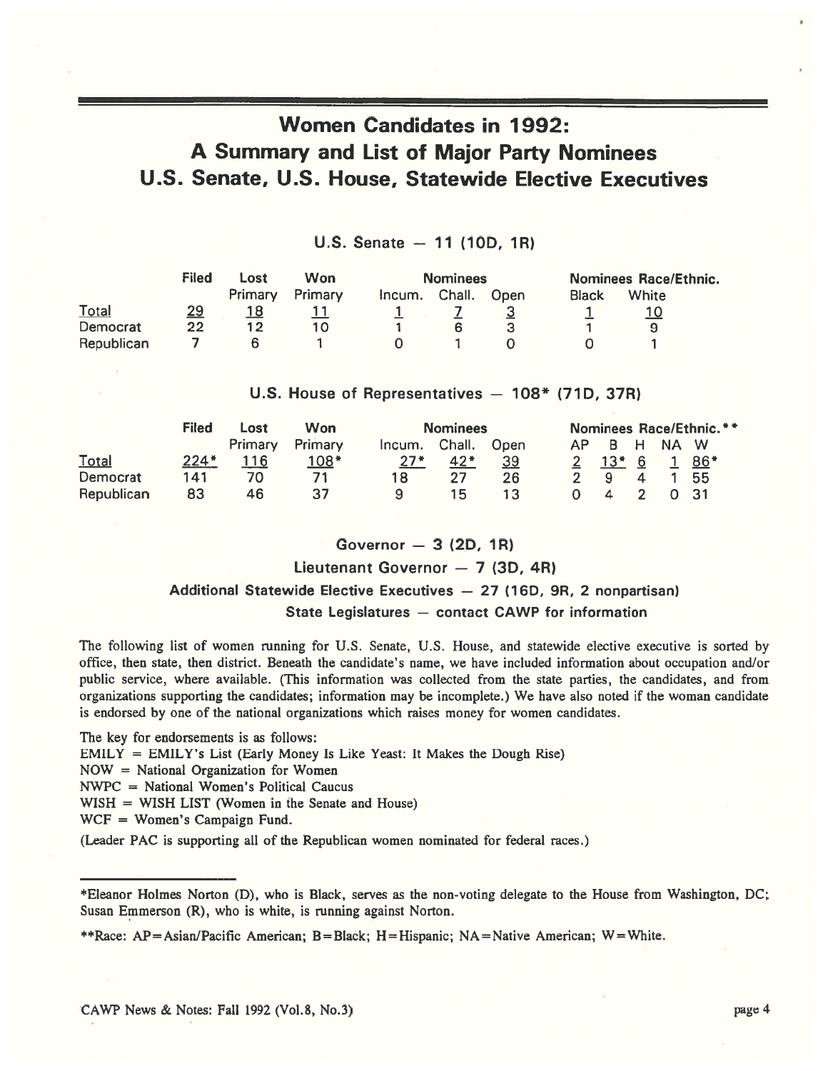# Women Candidates in 1992: A Summary and List of Major Party Nominees U.S. Senate, U.S. House, Statewide Elective Executives

## U.S. Senate — 11 (10D, 1R)

| | Filed | Lost Primary | Won Primary | Nominees | | | Nominees Race/Ethnic. | |
|---|---|---|---|---|---|---|---|---|
| | | | | Incum. | Chall. | Open | Black | White |
| Total | 29 | 18 | 11 | 1 | 7 | 3 | 1 | 10 |
| Democrat | 22 | 12 | 10 | 1 | 6 | 3 | 1 | 9 |
| Republican | 7 | 6 | 1 | 0 | 1 | 0 | 0 | 1 |

## U.S. House of Representatives — 108* (71D, 37R)

| | Filed | Lost Primary | Won Primary | Nominees | | | Nominees Race/Ethnic.** | | | | |
|---|---|---|---|---|---|---|---|---|---|---|---|
| | | | | Incum. | Chall. | Open | AP | B | H | NA | W |
| Total | 224* | 116 | 108* | 27* | 42* | 39 | 2 | 13* | 6 | 1 | 86* |
| Democrat | 141 | 70 | 71 | 18 | 27 | 26 | 2 | 9 | 4 | 1 | 55 |
| Republican | 83 | 46 | 37 | 9 | 15 | 13 | 0 | 4 | 2 | 0 | 31 |

### Governor — 3 (2D, 1R)

### Lieutenant Governor — 7 (3D, 4R)

### Additional Statewide Elective Executives — 27 (16D, 9R, 2 nonpartisan)

### State Legislatures — contact CAWP for information

The following list of women running for U.S. Senate, U.S. House, and statewide elective executive is sorted by office, then state, then district. Beneath the candidate's name, we have included information about occupation and/or public service, where available. (This information was collected from the state parties, the candidates, and from organizations supporting the candidates; information may be incomplete.) We have also noted if the woman candidate is endorsed by one of the national organizations which raises money for women candidates.

The key for endorsements is as follows:
EMILY = EMILY's List (Early Money Is Like Yeast: It Makes the Dough Rise)
NOW = National Organization for Women
NWPC = National Women's Political Caucus
WISH = WISH LIST (Women in the Senate and House)
WCF = Women's Campaign Fund.

(Leader PAC is supporting all of the Republican women nominated for federal races.)

---

*Eleanor Holmes Norton (D), who is Black, serves as the non-voting delegate to the House from Washington, DC; Susan Emmerson (R), who is white, is running against Norton.

**Race: AP=Asian/Pacific American; B=Black; H=Hispanic; NA=Native American; W=White.

CAWP News & Notes: Fall 1992 (Vol.8, No.3)